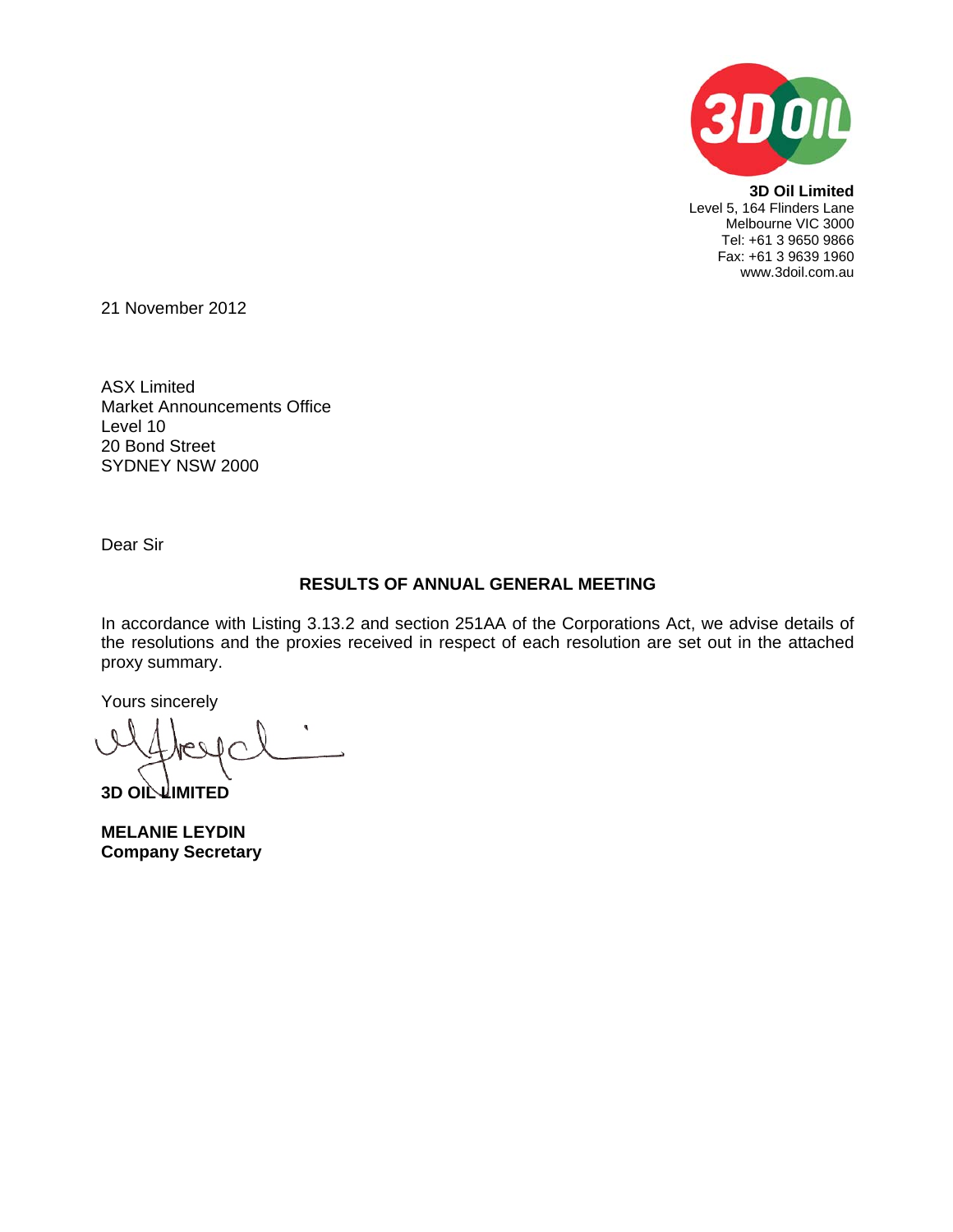**3D Oil Limited**
Level 5, 164 Flinders Lane
Melbourne VIC 3000
Tel: +61 3 9650 9866
Fax: +61 3 9639 1960
www.3doil.com.au

21 November 2012

ASX Limited
Market Announcements Office
Level 10
20 Bond Street
SYDNEY NSW 2000

Dear Sir

## RESULTS OF ANNUAL GENERAL MEETING

In accordance with Listing 3.13.2 and section 251AA of the Corporations Act, we advise details of the resolutions and the proxies received in respect of each resolution are set out in the attached proxy summary.

Yours sincerely

**3D OIL LIMITED**

**MELANIE LEYDIN**
**Company Secretary**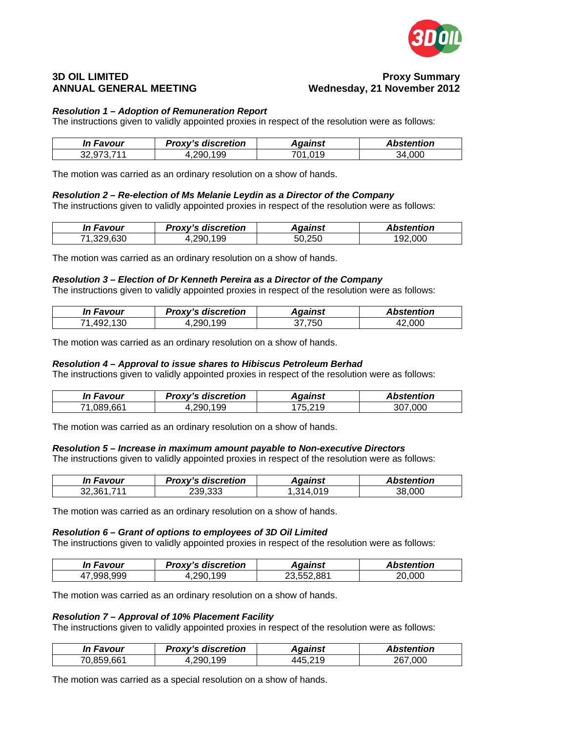**3D OIL LIMITED**
**ANNUAL GENERAL MEETING**

**Proxy Summary**
**Wednesday, 21 November 2012**

***Resolution 1 – Adoption of Remuneration Report***

The instructions given to validly appointed proxies in respect of the resolution were as follows:

| *In Favour* | *Proxy's discretion* | *Against* | *Abstention* |
|---|---|---|---|
| 32,973,711 | 4,290,199 | 701,019 | 34,000 |

The motion was carried as an ordinary resolution on a show of hands.

***Resolution 2 – Re-election of Ms Melanie Leydin as a Director of the Company***

The instructions given to validly appointed proxies in respect of the resolution were as follows:

| *In Favour* | *Proxy's discretion* | *Against* | *Abstention* |
|---|---|---|---|
| 71,329,630 | 4,290,199 | 50,250 | 192,000 |

The motion was carried as an ordinary resolution on a show of hands.

***Resolution 3 – Election of Dr Kenneth Pereira as a Director of the Company***

The instructions given to validly appointed proxies in respect of the resolution were as follows:

| *In Favour* | *Proxy's discretion* | *Against* | *Abstention* |
|---|---|---|---|
| 71,492,130 | 4,290,199 | 37,750 | 42,000 |

The motion was carried as an ordinary resolution on a show of hands.

***Resolution 4 – Approval to issue shares to Hibiscus Petroleum Berhad***

The instructions given to validly appointed proxies in respect of the resolution were as follows:

| *In Favour* | *Proxy's discretion* | *Against* | *Abstention* |
|---|---|---|---|
| 71,089,661 | 4,290,199 | 175,219 | 307,000 |

The motion was carried as an ordinary resolution on a show of hands.

***Resolution 5 – Increase in maximum amount payable to Non-executive Directors***

The instructions given to validly appointed proxies in respect of the resolution were as follows:

| *In Favour* | *Proxy's discretion* | *Against* | *Abstention* |
|---|---|---|---|
| 32,361,711 | 239,333 | 1,314,019 | 38,000 |

The motion was carried as an ordinary resolution on a show of hands.

***Resolution 6 – Grant of options to employees of 3D Oil Limited***

The instructions given to validly appointed proxies in respect of the resolution were as follows:

| *In Favour* | *Proxy's discretion* | *Against* | *Abstention* |
|---|---|---|---|
| 47,998,999 | 4,290,199 | 23,552,881 | 20,000 |

The motion was carried as an ordinary resolution on a show of hands.

***Resolution 7 – Approval of 10% Placement Facility***

The instructions given to validly appointed proxies in respect of the resolution were as follows:

| *In Favour* | *Proxy's discretion* | *Against* | *Abstention* |
|---|---|---|---|
| 70,859,661 | 4,290,199 | 445,219 | 267,000 |

The motion was carried as a special resolution on a show of hands.